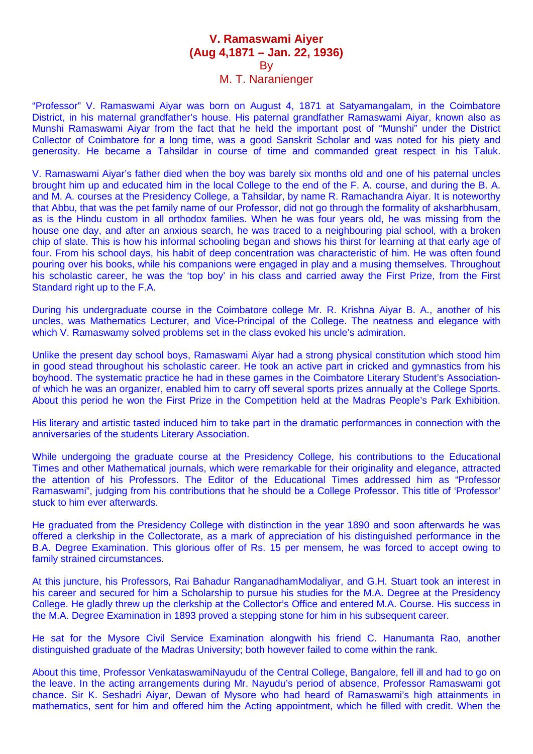# V. Ramaswami Aiyer
## (Aug 4,1871 – Jan. 22, 1936)
### By
### M. T. Naranienger

"Professor" V. Ramaswami Aiyar was born on August 4, 1871 at Satyamangalam, in the Coimbatore District, in his maternal grandfather's house. His paternal grandfather Ramaswami Aiyar, known also as Munshi Ramaswami Aiyar from the fact that he held the important post of "Munshi" under the District Collector of Coimbatore for a long time, was a good Sanskrit Scholar and was noted for his piety and generosity. He became a Tahsildar in course of time and commanded great respect in his Taluk.

V. Ramaswami Aiyar's father died when the boy was barely six months old and one of his paternal uncles brought him up and educated him in the local College to the end of the F. A. course, and during the B. A. and M. A. courses at the Presidency College, a Tahsildar, by name R. Ramachandra Aiyar. It is noteworthy that Abbu, that was the pet family name of our Professor, did not go through the formality of aksharbhusam, as is the Hindu custom in all orthodox families. When he was four years old, he was missing from the house one day, and after an anxious search, he was traced to a neighbouring pial school, with a broken chip of slate. This is how his informal schooling began and shows his thirst for learning at that early age of four. From his school days, his habit of deep concentration was characteristic of him. He was often found pouring over his books, while his companions were engaged in play and a musing themselves. Throughout his scholastic career, he was the 'top boy' in his class and carried away the First Prize, from the First Standard right up to the F.A.

During his undergraduate course in the Coimbatore college Mr. R. Krishna Aiyar B. A., another of his uncles, was Mathematics Lecturer, and Vice-Principal of the College. The neatness and elegance with which V. Ramaswamy solved problems set in the class evoked his uncle's admiration.

Unlike the present day school boys, Ramaswami Aiyar had a strong physical constitution which stood him in good stead throughout his scholastic career. He took an active part in cricked and gymnastics from his boyhood. The systematic practice he had in these games in the Coimbatore Literary Student's Association-of which he was an organizer, enabled him to carry off several sports prizes annually at the College Sports. About this period he won the First Prize in the Competition held at the Madras People's Park Exhibition.

His literary and artistic tasted induced him to take part in the dramatic performances in connection with the anniversaries of the students Literary Association.

While undergoing the graduate course at the Presidency College, his contributions to the Educational Times and other Mathematical journals, which were remarkable for their originality and elegance, attracted the attention of his Professors. The Editor of the Educational Times addressed him as "Professor Ramaswami", judging from his contributions that he should be a College Professor. This title of 'Professor' stuck to him ever afterwards.

He graduated from the Presidency College with distinction in the year 1890 and soon afterwards he was offered a clerkship in the Collectorate, as a mark of appreciation of his distinguished performance in the B.A. Degree Examination. This glorious offer of Rs. 15 per mensem, he was forced to accept owing to family strained circumstances.

At this juncture, his Professors, Rai Bahadur RanganadhamModaliyar, and G.H. Stuart took an interest in his career and secured for him a Scholarship to pursue his studies for the M.A. Degree at the Presidency College. He gladly threw up the clerkship at the Collector's Office and entered M.A. Course. His success in the M.A. Degree Examination in 1893 proved a stepping stone for him in his subsequent career.

He sat for the Mysore Civil Service Examination alongwith his friend C. Hanumanta Rao, another distinguished graduate of the Madras University; both however failed to come within the rank.

About this time, Professor VenkataswamiNayudu of the Central College, Bangalore, fell ill and had to go on the leave. In the acting arrangements during Mr. Nayudu's period of absence, Professor Ramaswami got chance. Sir K. Seshadri Aiyar, Dewan of Mysore who had heard of Ramaswami's high attainments in mathematics, sent for him and offered him the Acting appointment, which he filled with credit. When the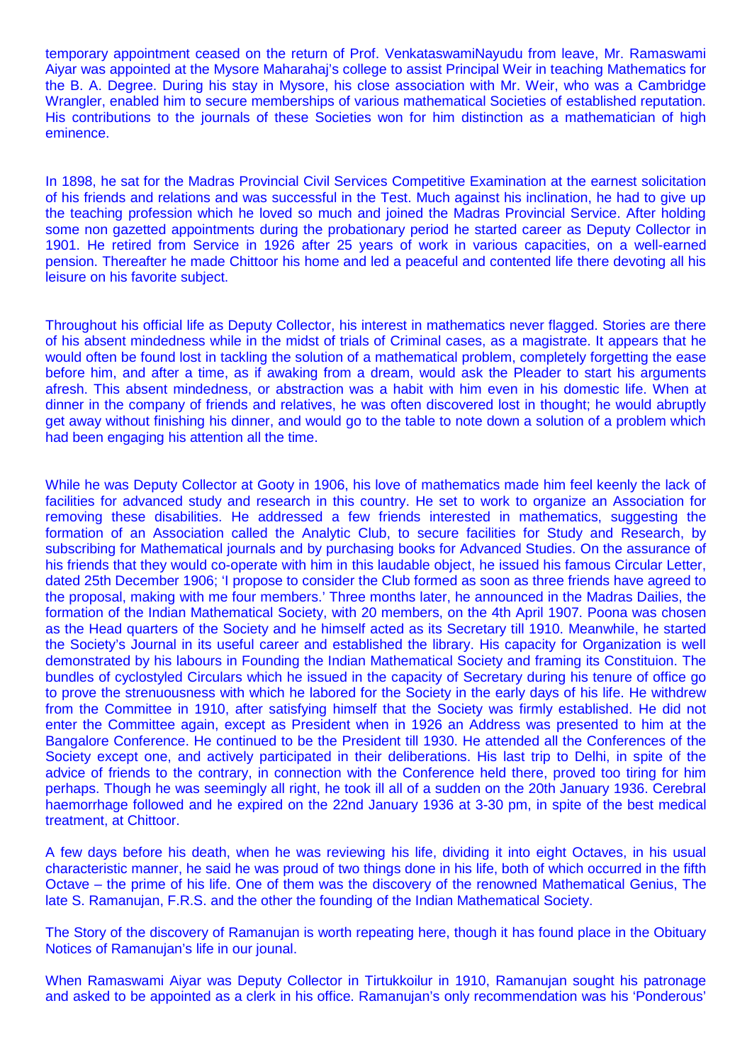temporary appointment ceased on the return of Prof. VenkataswamiNayudu from leave, Mr. Ramaswami Aiyar was appointed at the Mysore Maharahaj's college to assist Principal Weir in teaching Mathematics for the B. A. Degree. During his stay in Mysore, his close association with Mr. Weir, who was a Cambridge Wrangler, enabled him to secure memberships of various mathematical Societies of established reputation. His contributions to the journals of these Societies won for him distinction as a mathematician of high eminence.

In 1898, he sat for the Madras Provincial Civil Services Competitive Examination at the earnest solicitation of his friends and relations and was successful in the Test. Much against his inclination, he had to give up the teaching profession which he loved so much and joined the Madras Provincial Service. After holding some non gazetted appointments during the probationary period he started career as Deputy Collector in 1901. He retired from Service in 1926 after 25 years of work in various capacities, on a well-earned pension. Thereafter he made Chittoor his home and led a peaceful and contented life there devoting all his leisure on his favorite subject.

Throughout his official life as Deputy Collector, his interest in mathematics never flagged. Stories are there of his absent mindedness while in the midst of trials of Criminal cases, as a magistrate. It appears that he would often be found lost in tackling the solution of a mathematical problem, completely forgetting the ease before him, and after a time, as if awaking from a dream, would ask the Pleader to start his arguments afresh. This absent mindedness, or abstraction was a habit with him even in his domestic life. When at dinner in the company of friends and relatives, he was often discovered lost in thought; he would abruptly get away without finishing his dinner, and would go to the table to note down a solution of a problem which had been engaging his attention all the time.

While he was Deputy Collector at Gooty in 1906, his love of mathematics made him feel keenly the lack of facilities for advanced study and research in this country. He set to work to organize an Association for removing these disabilities. He addressed a few friends interested in mathematics, suggesting the formation of an Association called the Analytic Club, to secure facilities for Study and Research, by subscribing for Mathematical journals and by purchasing books for Advanced Studies. On the assurance of his friends that they would co-operate with him in this laudable object, he issued his famous Circular Letter, dated 25th December 1906; 'I propose to consider the Club formed as soon as three friends have agreed to the proposal, making with me four members.' Three months later, he announced in the Madras Dailies, the formation of the Indian Mathematical Society, with 20 members, on the 4th April 1907. Poona was chosen as the Head quarters of the Society and he himself acted as its Secretary till 1910. Meanwhile, he started the Society's Journal in its useful career and established the library. His capacity for Organization is well demonstrated by his labours in Founding the Indian Mathematical Society and framing its Constituion. The bundles of cyclostyled Circulars which he issued in the capacity of Secretary during his tenure of office go to prove the strenuousness with which he labored for the Society in the early days of his life. He withdrew from the Committee in 1910, after satisfying himself that the Society was firmly established. He did not enter the Committee again, except as President when in 1926 an Address was presented to him at the Bangalore Conference. He continued to be the President till 1930. He attended all the Conferences of the Society except one, and actively participated in their deliberations. His last trip to Delhi, in spite of the advice of friends to the contrary, in connection with the Conference held there, proved too tiring for him perhaps. Though he was seemingly all right, he took ill all of a sudden on the 20th January 1936. Cerebral haemorrhage followed and he expired on the 22nd January 1936 at 3-30 pm, in spite of the best medical treatment, at Chittoor.

A few days before his death, when he was reviewing his life, dividing it into eight Octaves, in his usual characteristic manner, he said he was proud of two things done in his life, both of which occurred in the fifth Octave – the prime of his life. One of them was the discovery of the renowned Mathematical Genius, The late S. Ramanujan, F.R.S. and the other the founding of the Indian Mathematical Society.

The Story of the discovery of Ramanujan is worth repeating here, though it has found place in the Obituary Notices of Ramanujan's life in our jounal.

When Ramaswami Aiyar was Deputy Collector in Tirtukkoilur in 1910, Ramanujan sought his patronage and asked to be appointed as a clerk in his office. Ramanujan's only recommendation was his 'Ponderous'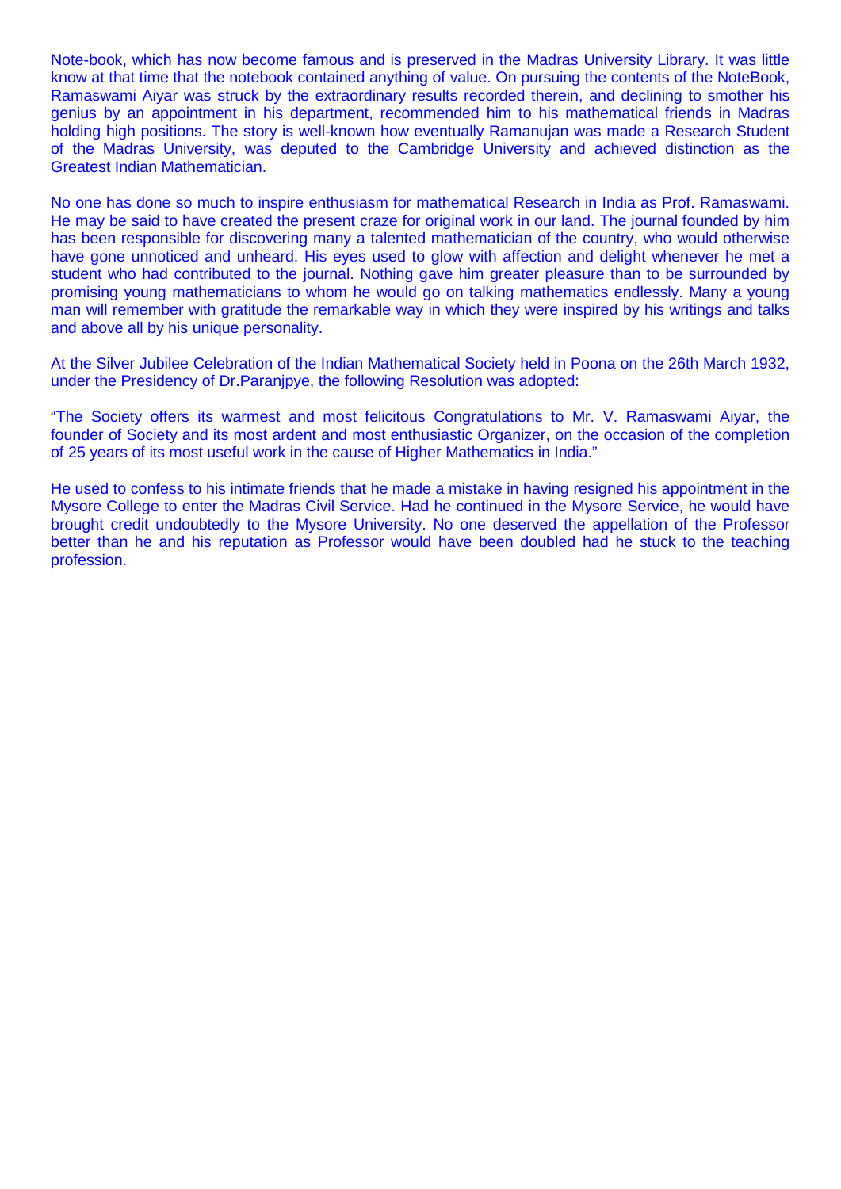Note-book, which has now become famous and is preserved in the Madras University Library. It was little know at that time that the notebook contained anything of value. On pursuing the contents of the NoteBook, Ramaswami Aiyar was struck by the extraordinary results recorded therein, and declining to smother his genius by an appointment in his department, recommended him to his mathematical friends in Madras holding high positions. The story is well-known how eventually Ramanujan was made a Research Student of the Madras University, was deputed to the Cambridge University and achieved distinction as the Greatest Indian Mathematician.

No one has done so much to inspire enthusiasm for mathematical Research in India as Prof. Ramaswami. He may be said to have created the present craze for original work in our land. The journal founded by him has been responsible for discovering many a talented mathematician of the country, who would otherwise have gone unnoticed and unheard. His eyes used to glow with affection and delight whenever he met a student who had contributed to the journal. Nothing gave him greater pleasure than to be surrounded by promising young mathematicians to whom he would go on talking mathematics endlessly. Many a young man will remember with gratitude the remarkable way in which they were inspired by his writings and talks and above all by his unique personality.

At the Silver Jubilee Celebration of the Indian Mathematical Society held in Poona on the 26th March 1932, under the Presidency of Dr.Paranjpye, the following Resolution was adopted:

“The Society offers its warmest and most felicitous Congratulations to Mr. V. Ramaswami Aiyar, the founder of Society and its most ardent and most enthusiastic Organizer, on the occasion of the completion of 25 years of its most useful work in the cause of Higher Mathematics in India.”

He used to confess to his intimate friends that he made a mistake in having resigned his appointment in the Mysore College to enter the Madras Civil Service. Had he continued in the Mysore Service, he would have brought credit undoubtedly to the Mysore University. No one deserved the appellation of the Professor better than he and his reputation as Professor would have been doubled had he stuck to the teaching profession.